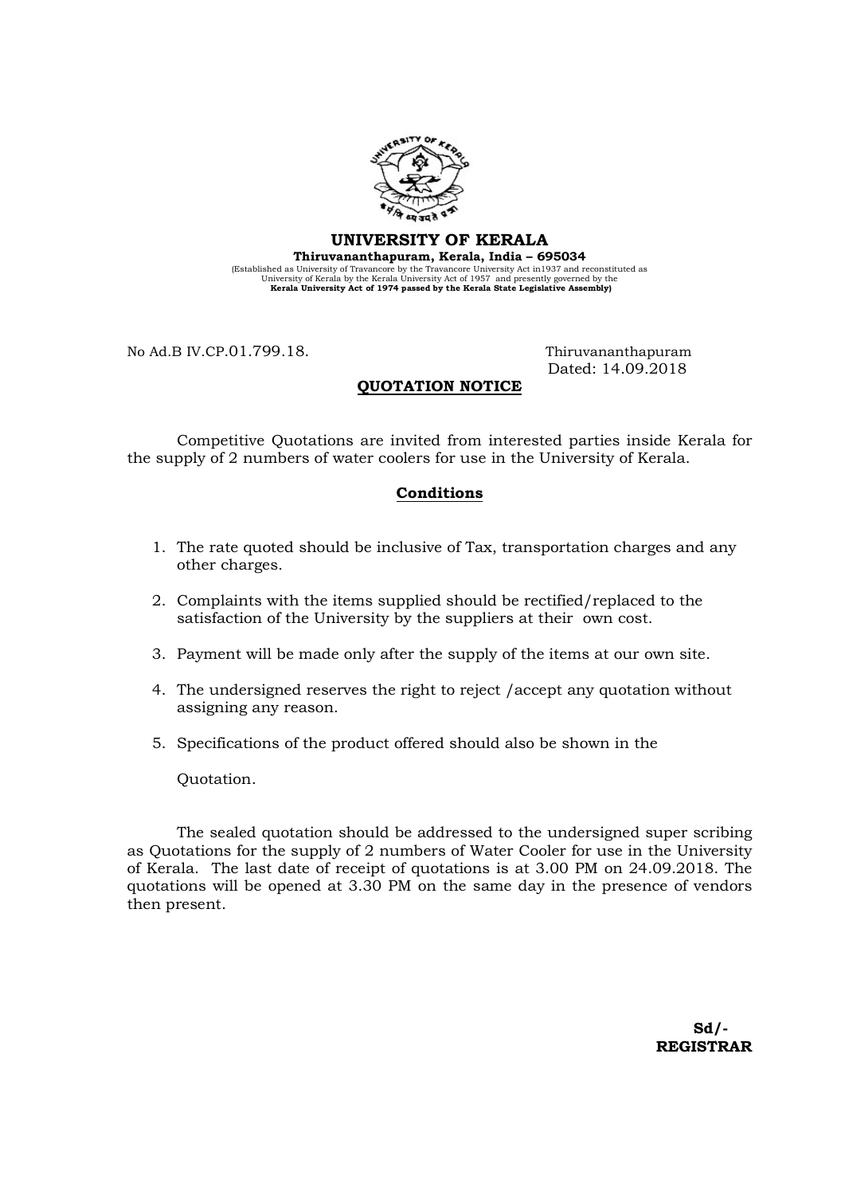# UNIVERSITY OF KERALA

**Thiruvananthapuram, Kerala, India – 695034**

(Established as University of Travancore by the Travancore University Act in1937 and reconstituted as University of Kerala by the Kerala University Act of 1957 and presently governed by the **Kerala University Act of 1974 passed by the Kerala State Legislative Assembly)**

No Ad.B IV.CP.01.799.18.

Thiruvananthapuram
Dated: 14.09.2018

## QUOTATION NOTICE

Competitive Quotations are invited from interested parties inside Kerala for the supply of 2 numbers of water coolers for use in the University of Kerala.

### Conditions

1. The rate quoted should be inclusive of Tax, transportation charges and any other charges.
2. Complaints with the items supplied should be rectified/replaced to the satisfaction of the University by the suppliers at their own cost.
3. Payment will be made only after the supply of the items at our own site.
4. The undersigned reserves the right to reject /accept any quotation without assigning any reason.
5. Specifications of the product offered should also be shown in the Quotation.

The sealed quotation should be addressed to the undersigned super scribing as Quotations for the supply of 2 numbers of Water Cooler for use in the University of Kerala. The last date of receipt of quotations is at 3.00 PM on 24.09.2018. The quotations will be opened at 3.30 PM on the same day in the presence of vendors then present.

**Sd/-**
**REGISTRAR**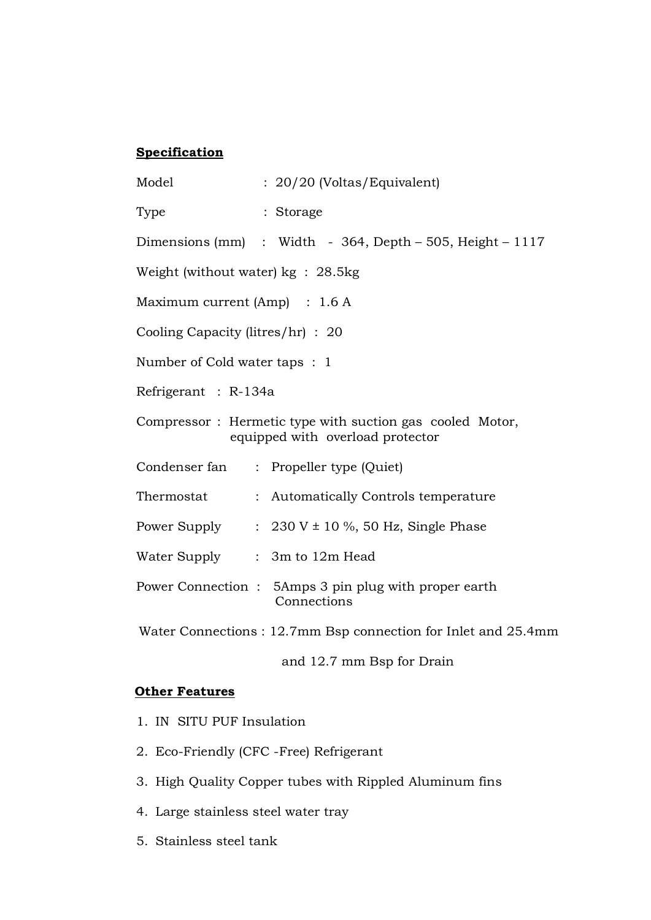**Specification**

Model : 20/20 (Voltas/Equivalent)

Type : Storage

Dimensions (mm) : Width - 364, Depth – 505, Height – 1117

Weight (without water) kg : 28.5kg

Maximum current (Amp) : 1.6 A

Cooling Capacity (litres/hr) : 20

Number of Cold water taps : 1

Refrigerant : R-134a

Compressor : Hermetic type with suction gas cooled Motor, equipped with overload protector

Condenser fan : Propeller type (Quiet)

Thermostat : Automatically Controls temperature

Power Supply : 230 V ± 10 %, 50 Hz, Single Phase

Water Supply : 3m to 12m Head

Power Connection : 5Amps 3 pin plug with proper earth Connections

Water Connections : 12.7mm Bsp connection for Inlet and 25.4mm and 12.7 mm Bsp for Drain

**Other Features**

1. IN SITU PUF Insulation
2. Eco-Friendly (CFC -Free) Refrigerant
3. High Quality Copper tubes with Rippled Aluminum fins
4. Large stainless steel water tray
5. Stainless steel tank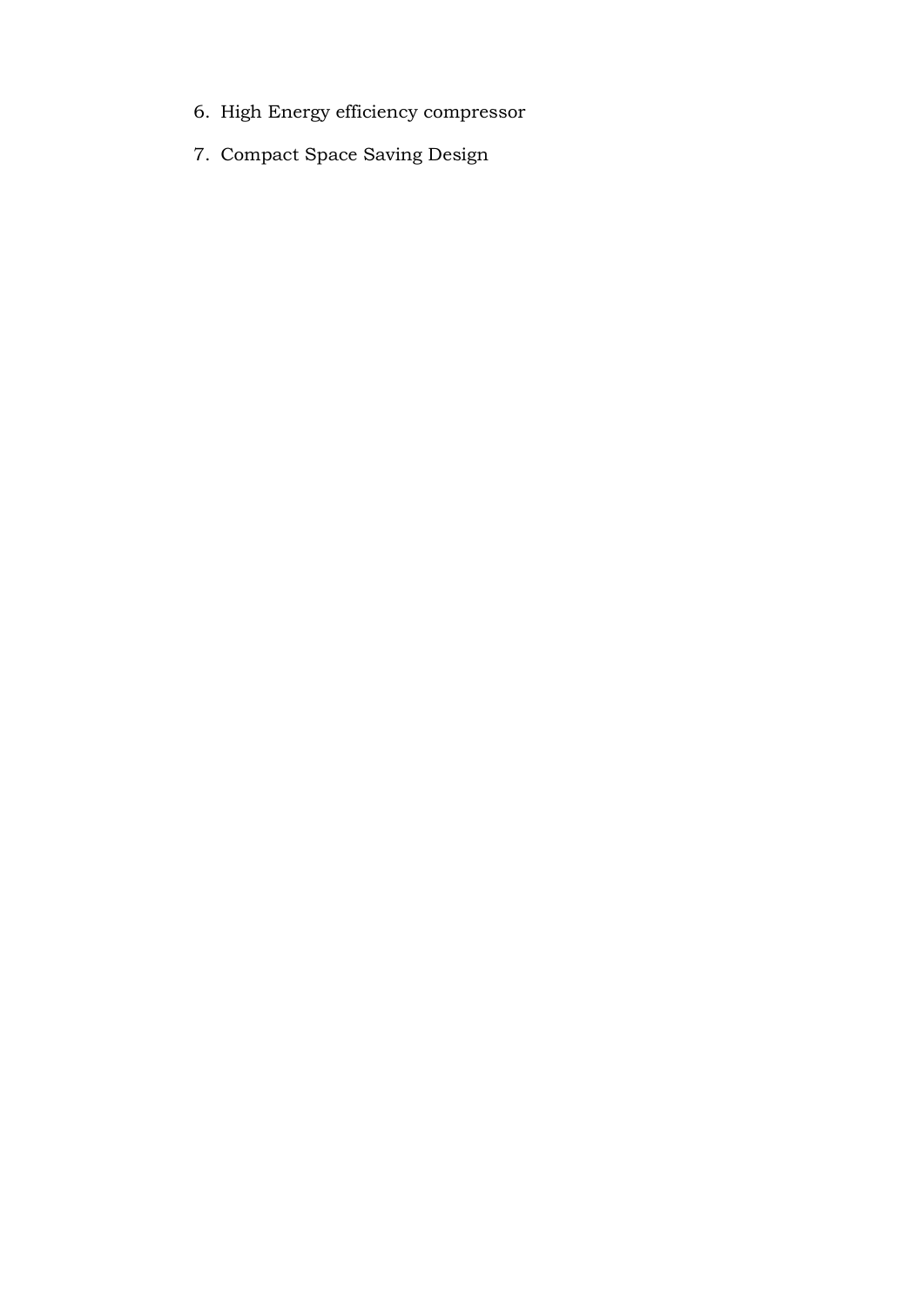6. High Energy efficiency compressor
7. Compact Space Saving Design